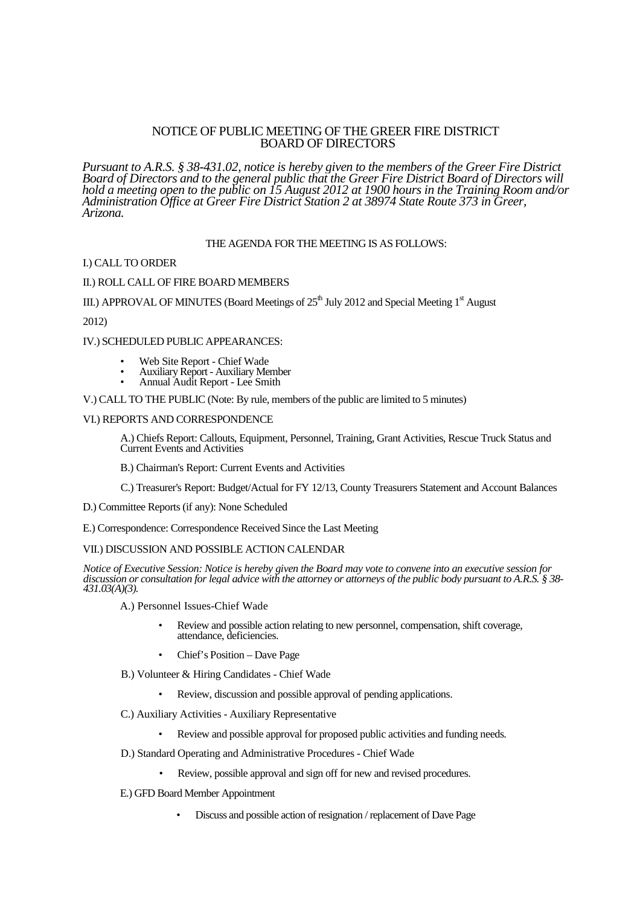# NOTICE OF PUBLIC MEETING OF THE GREER FIRE DISTRICT BOARD OF DIRECTORS

*Pursuant to A.R.S. § 38-431.02, notice is hereby given to the members of the Greer Fire District Board of Directors and to the general public that the Greer Fire District Board of Directors will hold a meeting open to the public on 15 August 2012 at 1900 hours in the Training Room and/or Administration Office at Greer Fire District Station 2 at 38974 State Route 373 in Greer, Arizona.*

THE AGENDA FOR THE MEETING IS AS FOLLOWS:

I.) CALL TO ORDER

II.) ROLL CALL OF FIRE BOARD MEMBERS

III.) APPROVAL OF MINUTES (Board Meetings of 25th July 2012 and Special Meeting 1st August 2012)

IV.) SCHEDULED PUBLIC APPEARANCES:

- Web Site Report - Chief Wade
- Auxiliary Report - Auxiliary Member
- Annual Audit Report - Lee Smith

V.) CALL TO THE PUBLIC (Note: By rule, members of the public are limited to 5 minutes)

VI.) REPORTS AND CORRESPONDENCE

A.) Chiefs Report: Callouts, Equipment, Personnel, Training, Grant Activities, Rescue Truck Status and Current Events and Activities

B.) Chairman's Report: Current Events and Activities

C.) Treasurer's Report: Budget/Actual for FY 12/13, County Treasurers Statement and Account Balances

D.) Committee Reports (if any): None Scheduled

E.) Correspondence: Correspondence Received Since the Last Meeting

VII.) DISCUSSION AND POSSIBLE ACTION CALENDAR

*Notice of Executive Session: Notice is hereby given the Board may vote to convene into an executive session for discussion or consultation for legal advice with the attorney or attorneys of the public body pursuant to A.R.S. § 38-431.03(A)(3).*

A.) Personnel Issues-Chief Wade

- Review and possible action relating to new personnel, compensation, shift coverage, attendance, deficiencies.
- Chief's Position – Dave Page

B.) Volunteer & Hiring Candidates - Chief Wade

- Review, discussion and possible approval of pending applications.

C.) Auxiliary Activities - Auxiliary Representative

- Review and possible approval for proposed public activities and funding needs.

D.) Standard Operating and Administrative Procedures - Chief Wade

- Review, possible approval and sign off for new and revised procedures.

E.) GFD Board Member Appointment

- Discuss and possible action of resignation / replacement of Dave Page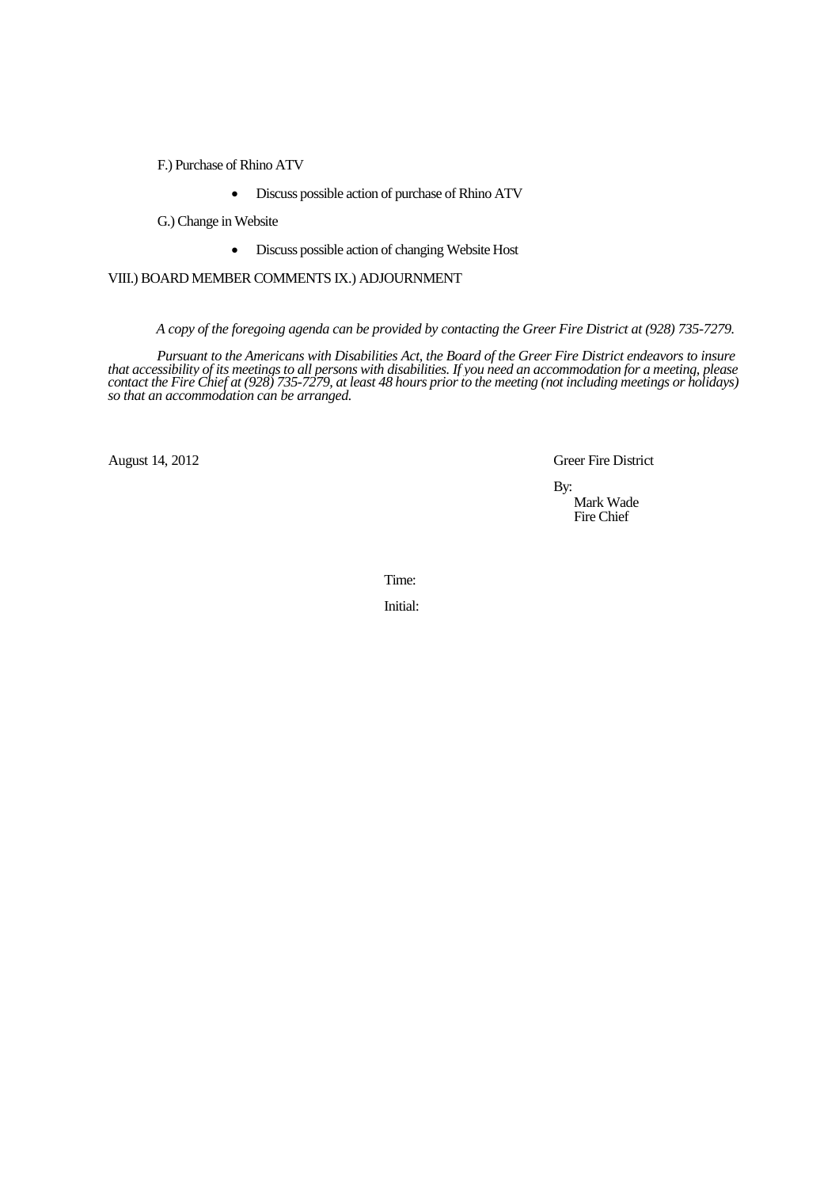F.) Purchase of Rhino ATV

- Discuss possible action of purchase of Rhino ATV

G.) Change in Website

- Discuss possible action of changing Website Host

VIII.) BOARD MEMBER COMMENTS IX.) ADJOURNMENT

*A copy of the foregoing agenda can be provided by contacting the Greer Fire District at (928) 735-7279.*

*Pursuant to the Americans with Disabilities Act, the Board of the Greer Fire District endeavors to insure that accessibility of its meetings to all persons with disabilities. If you need an accommodation for a meeting, please contact the Fire Chief at (928) 735-7279, at least 48 hours prior to the meeting (not including meetings or holidays) so that an accommodation can be arranged.*

August 14, 2012

Greer Fire District

By:
Mark Wade
Fire Chief

Time:

Initial: